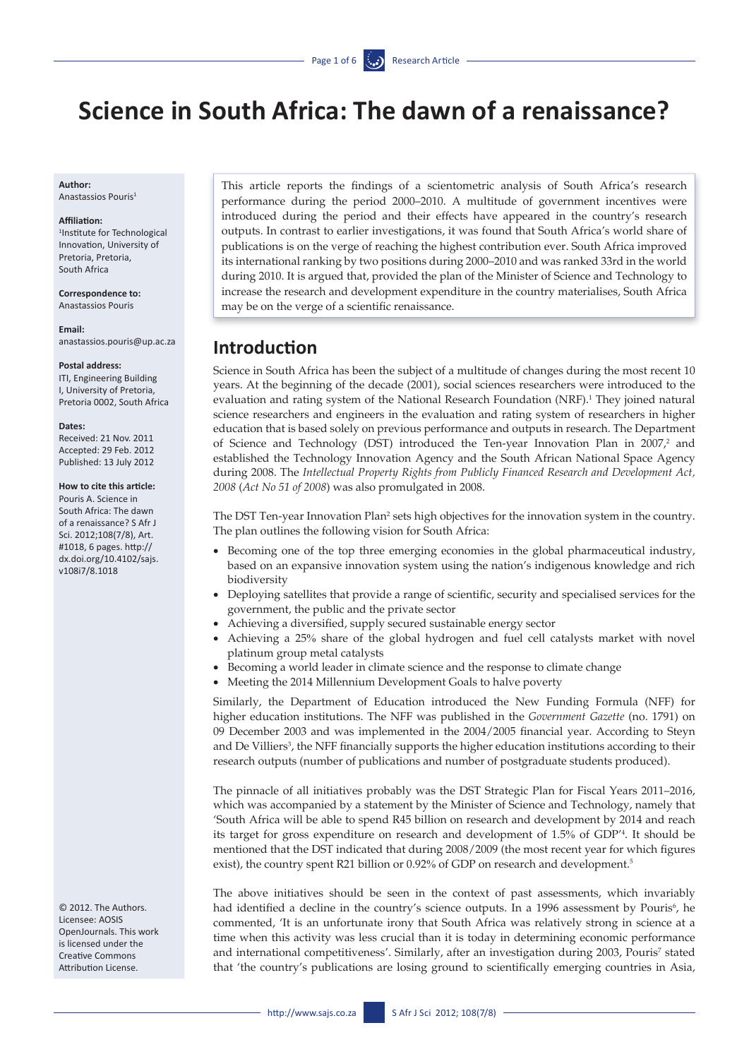# Science in South Africa: The dawn of a renaissance?

**Author:**
Anastassios Pouris[1]

**Affiliation:**
[1]Institute for Technological Innovation, University of Pretoria, Pretoria, South Africa

**Correspondence to:**
Anastassios Pouris

**Email:**
anastassios.pouris@up.ac.za

**Postal address:**
ITI, Engineering Building I, University of Pretoria, Pretoria 0002, South Africa

**Dates:**
Received: 21 Nov. 2011
Accepted: 29 Feb. 2012
Published: 13 July 2012

**How to cite this article:**
Pouris A. Science in South Africa: The dawn of a renaissance? S Afr J Sci. 2012;108(7/8), Art. #1018, 6 pages. http://dx.doi.org/10.4102/sajs.v108i7/8.1018

© 2012. The Authors. Licensee: AOSIS OpenJournals. This work is licensed under the Creative Commons Attribution License.

This article reports the findings of a scientometric analysis of South Africa's research performance during the period 2000–2010. A multitude of government incentives were introduced during the period and their effects have appeared in the country's research outputs. In contrast to earlier investigations, it was found that South Africa's world share of publications is on the verge of reaching the highest contribution ever. South Africa improved its international ranking by two positions during 2000–2010 and was ranked 33rd in the world during 2010. It is argued that, provided the plan of the Minister of Science and Technology to increase the research and development expenditure in the country materialises, South Africa may be on the verge of a scientific renaissance.

## Introduction

Science in South Africa has been the subject of a multitude of changes during the most recent 10 years. At the beginning of the decade (2001), social sciences researchers were introduced to the evaluation and rating system of the National Research Foundation (NRF).[1] They joined natural science researchers and engineers in the evaluation and rating system of researchers in higher education that is based solely on previous performance and outputs in research. The Department of Science and Technology (DST) introduced the Ten-year Innovation Plan in 2007,[2] and established the Technology Innovation Agency and the South African National Space Agency during 2008. The *Intellectual Property Rights from Publicly Financed Research and Development Act, 2008* (*Act No 51 of 2008*) was also promulgated in 2008.

The DST Ten-year Innovation Plan[2] sets high objectives for the innovation system in the country. The plan outlines the following vision for South Africa:

- Becoming one of the top three emerging economies in the global pharmaceutical industry, based on an expansive innovation system using the nation's indigenous knowledge and rich biodiversity
- Deploying satellites that provide a range of scientific, security and specialised services for the government, the public and the private sector
- Achieving a diversified, supply secured sustainable energy sector
- Achieving a 25% share of the global hydrogen and fuel cell catalysts market with novel platinum group metal catalysts
- Becoming a world leader in climate science and the response to climate change
- Meeting the 2014 Millennium Development Goals to halve poverty

Similarly, the Department of Education introduced the New Funding Formula (NFF) for higher education institutions. The NFF was published in the *Government Gazette* (no. 1791) on 09 December 2003 and was implemented in the 2004/2005 financial year. According to Steyn and De Villiers[3], the NFF financially supports the higher education institutions according to their research outputs (number of publications and number of postgraduate students produced).

The pinnacle of all initiatives probably was the DST Strategic Plan for Fiscal Years 2011–2016, which was accompanied by a statement by the Minister of Science and Technology, namely that 'South Africa will be able to spend R45 billion on research and development by 2014 and reach its target for gross expenditure on research and development of 1.5% of GDP'[4]. It should be mentioned that the DST indicated that during 2008/2009 (the most recent year for which figures exist), the country spent R21 billion or 0.92% of GDP on research and development.[5]

The above initiatives should be seen in the context of past assessments, which invariably had identified a decline in the country's science outputs. In a 1996 assessment by Pouris[6], he commented, 'It is an unfortunate irony that South Africa was relatively strong in science at a time when this activity was less crucial than it is today in determining economic performance and international competitiveness'. Similarly, after an investigation during 2003, Pouris[7] stated that 'the country's publications are losing ground to scientifically emerging countries in Asia,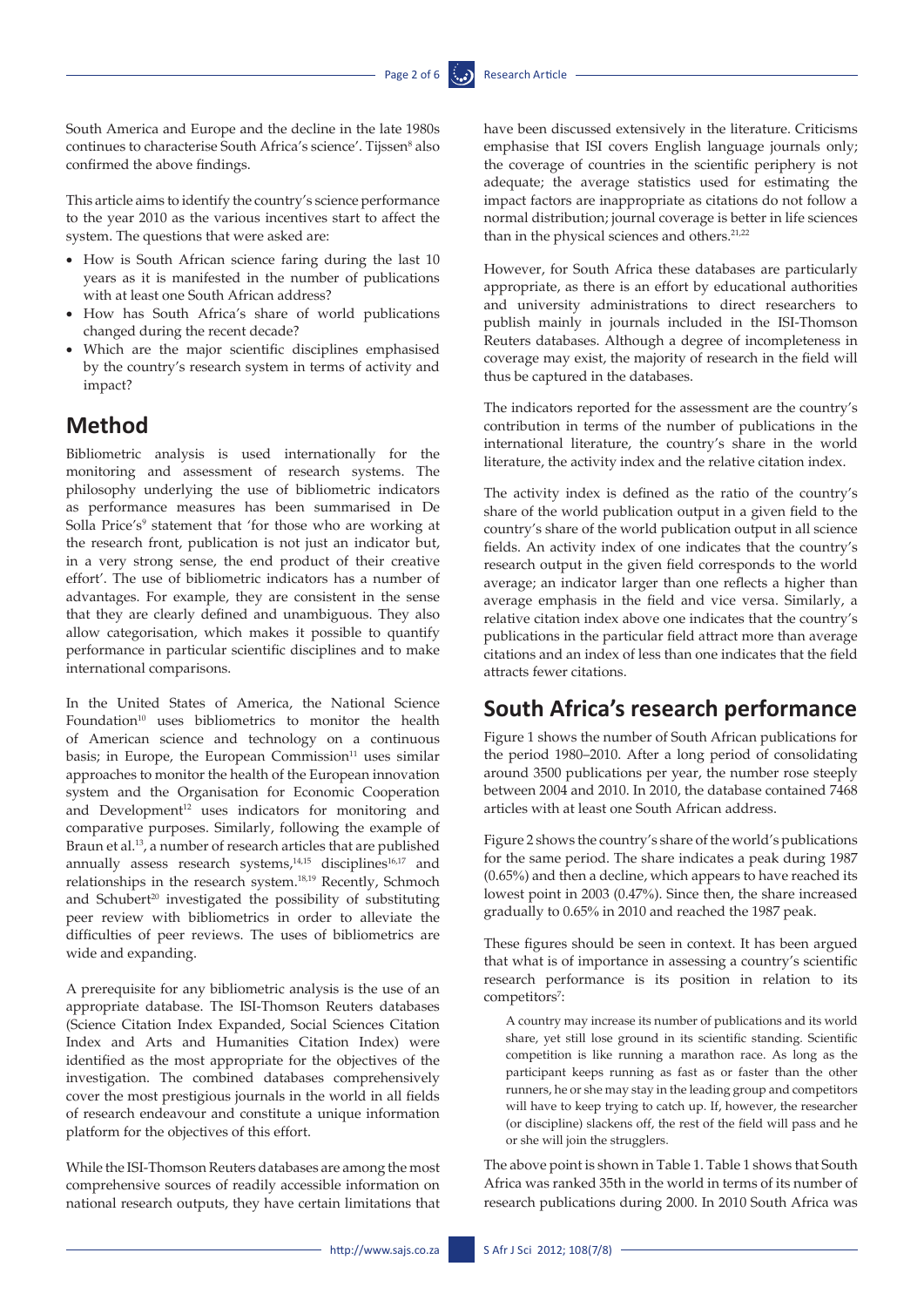South America and Europe and the decline in the late 1980s continues to characterise South Africa's science'. Tijssen[8] also confirmed the above findings.

This article aims to identify the country's science performance to the year 2010 as the various incentives start to affect the system. The questions that were asked are:

- How is South African science faring during the last 10 years as it is manifested in the number of publications with at least one South African address?
- How has South Africa's share of world publications changed during the recent decade?
- Which are the major scientific disciplines emphasised by the country's research system in terms of activity and impact?

## Method

Bibliometric analysis is used internationally for the monitoring and assessment of research systems. The philosophy underlying the use of bibliometric indicators as performance measures has been summarised in De Solla Price's[9] statement that 'for those who are working at the research front, publication is not just an indicator but, in a very strong sense, the end product of their creative effort'. The use of bibliometric indicators has a number of advantages. For example, they are consistent in the sense that they are clearly defined and unambiguous. They also allow categorisation, which makes it possible to quantify performance in particular scientific disciplines and to make international comparisons.

In the United States of America, the National Science Foundation[10] uses bibliometrics to monitor the health of American science and technology on a continuous basis; in Europe, the European Commission[11] uses similar approaches to monitor the health of the European innovation system and the Organisation for Economic Cooperation and Development[12] uses indicators for monitoring and comparative purposes. Similarly, following the example of Braun et al.[13], a number of research articles that are published annually assess research systems,[14,15] disciplines[16,17] and relationships in the research system.[18,19] Recently, Schmoch and Schubert[20] investigated the possibility of substituting peer review with bibliometrics in order to alleviate the difficulties of peer reviews. The uses of bibliometrics are wide and expanding.

A prerequisite for any bibliometric analysis is the use of an appropriate database. The ISI-Thomson Reuters databases (Science Citation Index Expanded, Social Sciences Citation Index and Arts and Humanities Citation Index) were identified as the most appropriate for the objectives of the investigation. The combined databases comprehensively cover the most prestigious journals in the world in all fields of research endeavour and constitute a unique information platform for the objectives of this effort.

While the ISI-Thomson Reuters databases are among the most comprehensive sources of readily accessible information on national research outputs, they have certain limitations that have been discussed extensively in the literature. Criticisms emphasise that ISI covers English language journals only; the coverage of countries in the scientific periphery is not adequate; the average statistics used for estimating the impact factors are inappropriate as citations do not follow a normal distribution; journal coverage is better in life sciences than in the physical sciences and others.[21,22]

However, for South Africa these databases are particularly appropriate, as there is an effort by educational authorities and university administrations to direct researchers to publish mainly in journals included in the ISI-Thomson Reuters databases. Although a degree of incompleteness in coverage may exist, the majority of research in the field will thus be captured in the databases.

The indicators reported for the assessment are the country's contribution in terms of the number of publications in the international literature, the country's share in the world literature, the activity index and the relative citation index.

The activity index is defined as the ratio of the country's share of the world publication output in a given field to the country's share of the world publication output in all science fields. An activity index of one indicates that the country's research output in the given field corresponds to the world average; an indicator larger than one reflects a higher than average emphasis in the field and vice versa. Similarly, a relative citation index above one indicates that the country's publications in the particular field attract more than average citations and an index of less than one indicates that the field attracts fewer citations.

## South Africa's research performance

Figure 1 shows the number of South African publications for the period 1980–2010. After a long period of consolidating around 3500 publications per year, the number rose steeply between 2004 and 2010. In 2010, the database contained 7468 articles with at least one South African address.

Figure 2 shows the country's share of the world's publications for the same period. The share indicates a peak during 1987 (0.65%) and then a decline, which appears to have reached its lowest point in 2003 (0.47%). Since then, the share increased gradually to 0.65% in 2010 and reached the 1987 peak.

These figures should be seen in context. It has been argued that what is of importance in assessing a country's scientific research performance is its position in relation to its competitors[7]:

> A country may increase its number of publications and its world share, yet still lose ground in its scientific standing. Scientific competition is like running a marathon race. As long as the participant keeps running as fast as or faster than the other runners, he or she may stay in the leading group and competitors will have to keep trying to catch up. If, however, the researcher (or discipline) slackens off, the rest of the field will pass and he or she will join the strugglers.

The above point is shown in Table 1. Table 1 shows that South Africa was ranked 35th in the world in terms of its number of research publications during 2000. In 2010 South Africa was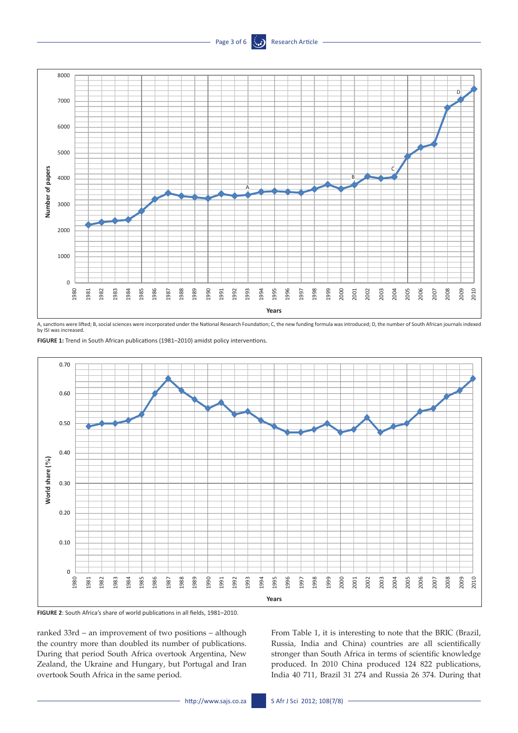A, sanctions were lifted; B, social sciences were incorporated under the National Research Foundation; C, the new funding formula was introduced; D, the number of South African journals indexed by ISI was increased.

**FIGURE 1:** Trend in South African publications (1981–2010) amidst policy interventions.

**FIGURE 2**: South Africa's share of world publications in all fields, 1981–2010.

ranked 33rd – an improvement of two positions – although the country more than doubled its number of publications. During that period South Africa overtook Argentina, New Zealand, the Ukraine and Hungary, but Portugal and Iran overtook South Africa in the same period.

From Table 1, it is interesting to note that the BRIC (Brazil, Russia, India and China) countries are all scientifically stronger than South Africa in terms of scientific knowledge produced. In 2010 China produced 124 822 publications, India 40 711, Brazil 31 274 and Russia 26 374. During that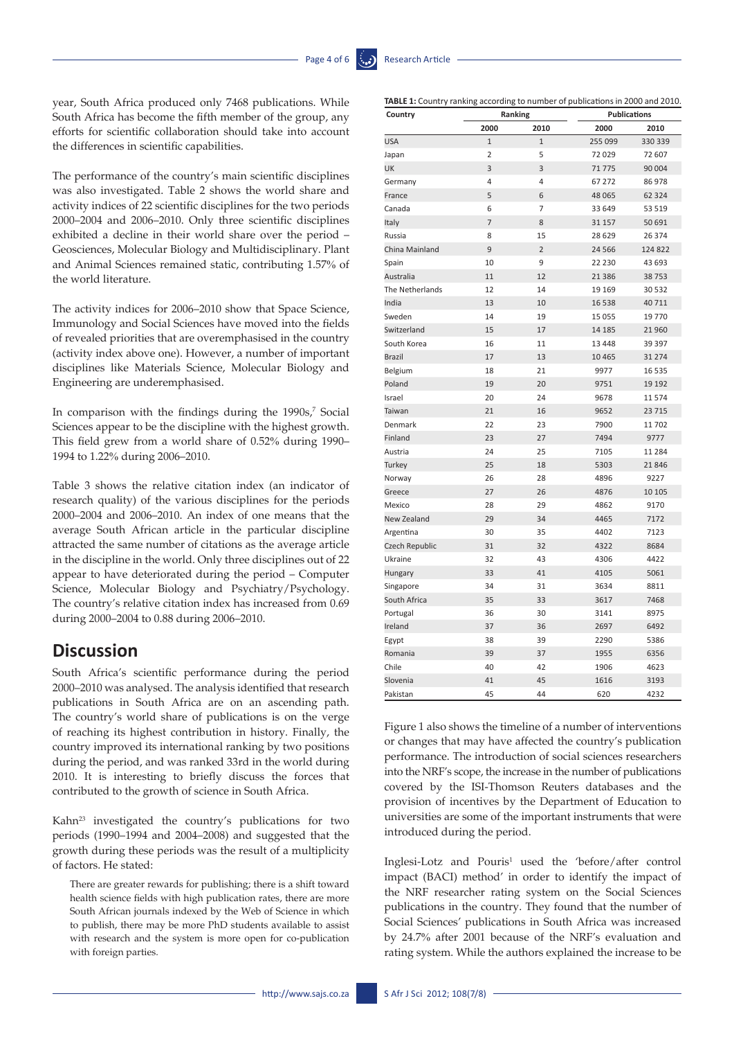year, South Africa produced only 7468 publications. While South Africa has become the fifth member of the group, any efforts for scientific collaboration should take into account the differences in scientific capabilities.

The performance of the country's main scientific disciplines was also investigated. Table 2 shows the world share and activity indices of 22 scientific disciplines for the two periods 2000–2004 and 2006–2010. Only three scientific disciplines exhibited a decline in their world share over the period – Geosciences, Molecular Biology and Multidisciplinary. Plant and Animal Sciences remained static, contributing 1.57% of the world literature.

The activity indices for 2006–2010 show that Space Science, Immunology and Social Sciences have moved into the fields of revealed priorities that are overemphasised in the country (activity index above one). However, a number of important disciplines like Materials Science, Molecular Biology and Engineering are underemphasised.

In comparison with the findings during the 1990s,[7] Social Sciences appear to be the discipline with the highest growth. This field grew from a world share of 0.52% during 1990–1994 to 1.22% during 2006–2010.

Table 3 shows the relative citation index (an indicator of research quality) of the various disciplines for the periods 2000–2004 and 2006–2010. An index of one means that the average South African article in the particular discipline attracted the same number of citations as the average article in the discipline in the world. Only three disciplines out of 22 appear to have deteriorated during the period – Computer Science, Molecular Biology and Psychiatry/Psychology. The country's relative citation index has increased from 0.69 during 2000–2004 to 0.88 during 2006–2010.

**TABLE 1:** Country ranking according to number of publications in 2000 and 2010.

| Country | Ranking | | Publications | |
|---|---|---|---|---|
| | 2000 | 2010 | 2000 | 2010 |
| USA | 1 | 1 | 255 099 | 330 339 |
| Japan | 2 | 5 | 72 029 | 72 607 |
| UK | 3 | 3 | 71 775 | 90 004 |
| Germany | 4 | 4 | 67 272 | 86 978 |
| France | 5 | 6 | 48 065 | 62 324 |
| Canada | 6 | 7 | 33 649 | 53 519 |
| Italy | 7 | 8 | 31 157 | 50 691 |
| Russia | 8 | 15 | 28 629 | 26 374 |
| China Mainland | 9 | 2 | 24 566 | 124 822 |
| Spain | 10 | 9 | 22 230 | 43 693 |
| Australia | 11 | 12 | 21 386 | 38 753 |
| The Netherlands | 12 | 14 | 19 169 | 30 532 |
| India | 13 | 10 | 16 538 | 40 711 |
| Sweden | 14 | 19 | 15 055 | 19 770 |
| Switzerland | 15 | 17 | 14 185 | 21 960 |
| South Korea | 16 | 11 | 13 448 | 39 397 |
| Brazil | 17 | 13 | 10 465 | 31 274 |
| Belgium | 18 | 21 | 9977 | 16 535 |
| Poland | 19 | 20 | 9751 | 19 192 |
| Israel | 20 | 24 | 9678 | 11 574 |
| Taiwan | 21 | 16 | 9652 | 23 715 |
| Denmark | 22 | 23 | 7900 | 11 702 |
| Finland | 23 | 27 | 7494 | 9777 |
| Austria | 24 | 25 | 7105 | 11 284 |
| Turkey | 25 | 18 | 5303 | 21 846 |
| Norway | 26 | 28 | 4896 | 9227 |
| Greece | 27 | 26 | 4876 | 10 105 |
| Mexico | 28 | 29 | 4862 | 9170 |
| New Zealand | 29 | 34 | 4465 | 7172 |
| Argentina | 30 | 35 | 4402 | 7123 |
| Czech Republic | 31 | 32 | 4322 | 8684 |
| Ukraine | 32 | 43 | 4306 | 4422 |
| Hungary | 33 | 41 | 4105 | 5061 |
| Singapore | 34 | 31 | 3634 | 8811 |
| South Africa | 35 | 33 | 3617 | 7468 |
| Portugal | 36 | 30 | 3141 | 8975 |
| Ireland | 37 | 36 | 2697 | 6492 |
| Egypt | 38 | 39 | 2290 | 5386 |
| Romania | 39 | 37 | 1955 | 6356 |
| Chile | 40 | 42 | 1906 | 4623 |
| Slovenia | 41 | 45 | 1616 | 3193 |
| Pakistan | 45 | 44 | 620 | 4232 |

## Discussion

South Africa's scientific performance during the period 2000–2010 was analysed. The analysis identified that research publications in South Africa are on an ascending path. The country's world share of publications is on the verge of reaching its highest contribution in history. Finally, the country improved its international ranking by two positions during the period, and was ranked 33rd in the world during 2010. It is interesting to briefly discuss the forces that contributed to the growth of science in South Africa.

Kahn[23] investigated the country's publications for two periods (1990–1994 and 2004–2008) and suggested that the growth during these periods was the result of a multiplicity of factors. He stated:

> There are greater rewards for publishing; there is a shift toward health science fields with high publication rates, there are more South African journals indexed by the Web of Science in which to publish, there may be more PhD students available to assist with research and the system is more open for co-publication with foreign parties.

Figure 1 also shows the timeline of a number of interventions or changes that may have affected the country's publication performance. The introduction of social sciences researchers into the NRF's scope, the increase in the number of publications covered by the ISI-Thomson Reuters databases and the provision of incentives by the Department of Education to universities are some of the important instruments that were introduced during the period.

Inglesi-Lotz and Pouris[1] used the 'before/after control impact (BACI) method' in order to identify the impact of the NRF researcher rating system on the Social Sciences publications in the country. They found that the number of Social Sciences' publications in South Africa was increased by 24.7% after 2001 because of the NRF's evaluation and rating system. While the authors explained the increase to be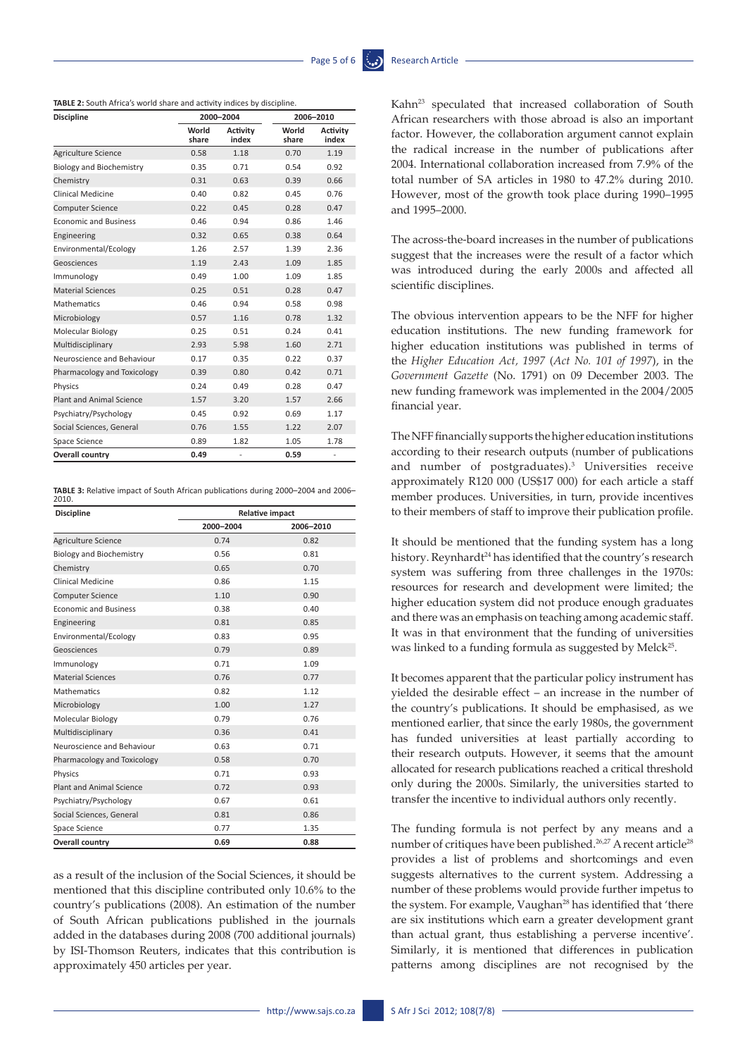**TABLE 2:** South Africa's world share and activity indices by discipline.

| Discipline | 2000–2004 | | 2006–2010 | |
|---|---|---|---|---|
| | World share | Activity index | World share | Activity index |
| Agriculture Science | 0.58 | 1.18 | 0.70 | 1.19 |
| Biology and Biochemistry | 0.35 | 0.71 | 0.54 | 0.92 |
| Chemistry | 0.31 | 0.63 | 0.39 | 0.66 |
| Clinical Medicine | 0.40 | 0.82 | 0.45 | 0.76 |
| Computer Science | 0.22 | 0.45 | 0.28 | 0.47 |
| Economic and Business | 0.46 | 0.94 | 0.86 | 1.46 |
| Engineering | 0.32 | 0.65 | 0.38 | 0.64 |
| Environmental/Ecology | 1.26 | 2.57 | 1.39 | 2.36 |
| Geosciences | 1.19 | 2.43 | 1.09 | 1.85 |
| Immunology | 0.49 | 1.00 | 1.09 | 1.85 |
| Material Sciences | 0.25 | 0.51 | 0.28 | 0.47 |
| Mathematics | 0.46 | 0.94 | 0.58 | 0.98 |
| Microbiology | 0.57 | 1.16 | 0.78 | 1.32 |
| Molecular Biology | 0.25 | 0.51 | 0.24 | 0.41 |
| Multidisciplinary | 2.93 | 5.98 | 1.60 | 2.71 |
| Neuroscience and Behaviour | 0.17 | 0.35 | 0.22 | 0.37 |
| Pharmacology and Toxicology | 0.39 | 0.80 | 0.42 | 0.71 |
| Physics | 0.24 | 0.49 | 0.28 | 0.47 |
| Plant and Animal Science | 1.57 | 3.20 | 1.57 | 2.66 |
| Psychiatry/Psychology | 0.45 | 0.92 | 0.69 | 1.17 |
| Social Sciences, General | 0.76 | 1.55 | 1.22 | 2.07 |
| Space Science | 0.89 | 1.82 | 1.05 | 1.78 |
| **Overall country** | **0.49** | - | **0.59** | - |

**TABLE 3:** Relative impact of South African publications during 2000–2004 and 2006–2010.

| Discipline | Relative impact | |
|---|---|---|
| | 2000–2004 | 2006–2010 |
| Agriculture Science | 0.74 | 0.82 |
| Biology and Biochemistry | 0.56 | 0.81 |
| Chemistry | 0.65 | 0.70 |
| Clinical Medicine | 0.86 | 1.15 |
| Computer Science | 1.10 | 0.90 |
| Economic and Business | 0.38 | 0.40 |
| Engineering | 0.81 | 0.85 |
| Environmental/Ecology | 0.83 | 0.95 |
| Geosciences | 0.79 | 0.89 |
| Immunology | 0.71 | 1.09 |
| Material Sciences | 0.76 | 0.77 |
| Mathematics | 0.82 | 1.12 |
| Microbiology | 1.00 | 1.27 |
| Molecular Biology | 0.79 | 0.76 |
| Multidisciplinary | 0.36 | 0.41 |
| Neuroscience and Behaviour | 0.63 | 0.71 |
| Pharmacology and Toxicology | 0.58 | 0.70 |
| Physics | 0.71 | 0.93 |
| Plant and Animal Science | 0.72 | 0.93 |
| Psychiatry/Psychology | 0.67 | 0.61 |
| Social Sciences, General | 0.81 | 0.86 |
| Space Science | 0.77 | 1.35 |
| **Overall country** | **0.69** | **0.88** |

as a result of the inclusion of the Social Sciences, it should be mentioned that this discipline contributed only 10.6% to the country's publications (2008). An estimation of the number of South African publications published in the journals added in the databases during 2008 (700 additional journals) by ISI-Thomson Reuters, indicates that this contribution is approximately 450 articles per year.

Kahn[23] speculated that increased collaboration of South African researchers with those abroad is also an important factor. However, the collaboration argument cannot explain the radical increase in the number of publications after 2004. International collaboration increased from 7.9% of the total number of SA articles in 1980 to 47.2% during 2010. However, most of the growth took place during 1990–1995 and 1995–2000.

The across-the-board increases in the number of publications suggest that the increases were the result of a factor which was introduced during the early 2000s and affected all scientific disciplines.

The obvious intervention appears to be the NFF for higher education institutions. The new funding framework for higher education institutions was published in terms of the *Higher Education Act, 1997* (*Act No. 101 of 1997*), in the *Government Gazette* (No. 1791) on 09 December 2003. The new funding framework was implemented in the 2004/2005 financial year.

The NFF financially supports the higher education institutions according to their research outputs (number of publications and number of postgraduates).[3] Universities receive approximately R120 000 (US$17 000) for each article a staff member produces. Universities, in turn, provide incentives to their members of staff to improve their publication profile.

It should be mentioned that the funding system has a long history. Reynhardt[24] has identified that the country's research system was suffering from three challenges in the 1970s: resources for research and development were limited; the higher education system did not produce enough graduates and there was an emphasis on teaching among academic staff. It was in that environment that the funding of universities was linked to a funding formula as suggested by Melck[25].

It becomes apparent that the particular policy instrument has yielded the desirable effect – an increase in the number of the country's publications. It should be emphasised, as we mentioned earlier, that since the early 1980s, the government has funded universities at least partially according to their research outputs. However, it seems that the amount allocated for research publications reached a critical threshold only during the 2000s. Similarly, the universities started to transfer the incentive to individual authors only recently.

The funding formula is not perfect by any means and a number of critiques have been published.[26,27] A recent article[28] provides a list of problems and shortcomings and even suggests alternatives to the current system. Addressing a number of these problems would provide further impetus to the system. For example, Vaughan[28] has identified that 'there are six institutions which earn a greater development grant than actual grant, thus establishing a perverse incentive'. Similarly, it is mentioned that differences in publication patterns among disciplines are not recognised by the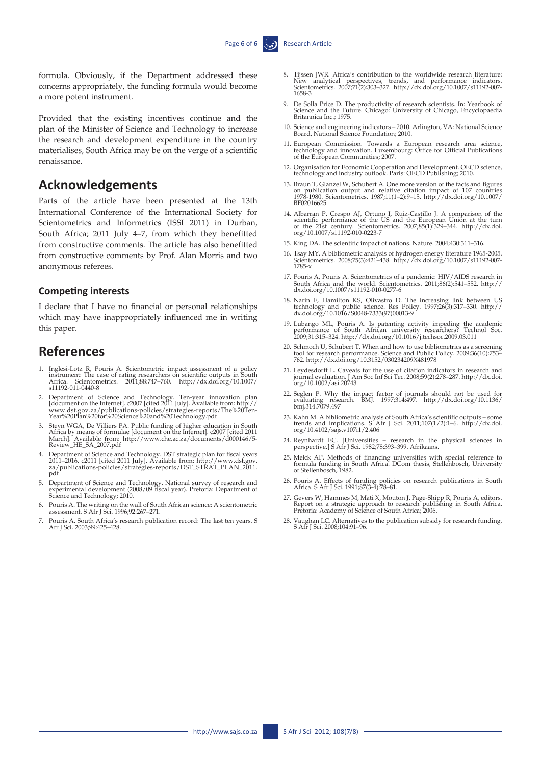formula. Obviously, if the Department addressed these concerns appropriately, the funding formula would become a more potent instrument.

Provided that the existing incentives continue and the plan of the Minister of Science and Technology to increase the research and development expenditure in the country materialises, South Africa may be on the verge of a scientific renaissance.

## Acknowledgements

Parts of the article have been presented at the 13th International Conference of the International Society for Scientometrics and Informetrics (ISSI 2011) in Durban, South Africa; 2011 July 4–7, from which they benefitted from constructive comments. The article has also benefitted from constructive comments by Prof. Alan Morris and two anonymous referees.

### Competing interests

I declare that I have no financial or personal relationships which may have inappropriately influenced me in writing this paper.

## References

1. Inglesi-Lotz R, Pouris A. Scientometric impact assessment of a policy instrument: The case of rating researchers on scientific outputs in South Africa. Scientometrics. 2011;88:747–760. http://dx.doi.org/10.1007/s11192-011-0440-8
2. Department of Science and Technology. Ten-year innovation plan [document on the Internet]. c2007 [cited 2011 July]. Available from: http://www.dst.gov.za/publications-policies/strategies-reports/The%20Ten-Year%20Plan%20for%20Science%20and%20Technology.pdf
3. Steyn WGA, De Villiers PA. Public funding of higher education in South Africa by means of formulae [document on the Internet]. c2007 [cited 2011 March]. Available from: http://www.che.ac.za/documents/d000146/5-Review_HE_SA_2007.pdf
4. Department of Science and Technology. DST strategic plan for fiscal years 2011–2016. c2011 [cited 2011 July]. Available from: http://www.dst.gov.za/publications-policies/strategies-reports/DST_STRAT_PLAN_2011.pdf
5. Department of Science and Technology. National survey of research and experimental development (2008/09 fiscal year). Pretoria: Department of Science and Technology; 2010.
6. Pouris A. The writing on the wall of South African science: A scientometric assessment. S Afr J Sci. 1996;92:267–271.
7. Pouris A. South Africa's research publication record: The last ten years. S Afr J Sci. 2003;99:425–428.
8. Tijssen JWR. Africa's contribution to the worldwide research literature: New analytical perspectives, trends, and performance indicators. Scientometrics. 2007;71(2):303–327. http://dx.doi.org/10.1007/s11192-007-1658-3
9. De Solla Price D. The productivity of research scientists. In: Yearbook of Science and the Future. Chicago: University of Chicago, Encyclopaedia Britannica Inc.; 1975.
10. Science and engineering indicators – 2010. Arlington, VA: National Science Board, National Science Foundation; 2010.
11. European Commission. Towards a European research area science, technology and innovation. Luxembourg: Office for Official Publications of the European Communities; 2007.
12. Organisation for Economic Cooperation and Development. OECD science, technology and industry outlook. Paris: OECD Publishing; 2010.
13. Braun T, Glanzel W, Schubert A. One more version of the facts and figures on publication output and relative citation impact of 107 countries 1978-1980. Scientometrics. 1987;11(1–2):9–15. http://dx.doi.org/10.1007/BF02016625
14. Albarran P, Crespo AJ, Ortuno I, Ruiz-Castillo J. A comparison of the scientific performance of the US and the European Union at the turn of the 21st century. Scientometrics. 2007;85(1):329–344. http://dx.doi.org/10.1007/s11192-010-0223-7
15. King DA. The scientific impact of nations. Nature. 2004;430:311–316.
16. Tsay MY. A bibliometric analysis of hydrogen energy literature 1965-2005. Scientometrics. 2008;75(3):421–438. http://dx.doi.org/10.1007/s11192-007-1785-x
17. Pouris A, Pouris A. Scientometrics of a pandemic: HIV/AIDS research in South Africa and the world. Scientometrics. 2011;86(2):541–552. http://dx.doi.org/10.1007/s11192-010-0277-6
18. Narin F, Hamilton KS, Olivastro D. The increasing link between US technology and public science. Res Policy. 1997;26(3):317–330. http://dx.doi.org/10.1016/S0048-7333(97)00013-9
19. Lubango ML, Pouris A. Is patenting activity impeding the academic performance of South African university researchers? Technol Soc. 2009;31:315–324. http://dx.doi.org/10.1016/j.techsoc.2009.03.011
20. Schmoch U, Schubert T. When and how to use bibliometrics as a screening tool for research performance. Science and Public Policy. 2009;36(10):753–762. http://dx.doi.org/10.3152/030234209X481978
21. Leydesdorff L. Caveats for the use of citation indicators in research and journal evaluation. J Am Soc Inf Sci Tec. 2008;59(2):278–287. http://dx.doi.org/10.1002/asi.20743
22. Seglen P. Why the impact factor of journals should not be used for evaluating research. BMJ. 1997;314:497. http://dx.doi.org/10.1136/bmj.314.7079.497
23. Kahn M. A bibliometric analysis of South Africa's scientific outputs – some trends and implications. S Afr J Sci. 2011;107(1/2):1–6. http://dx.doi.org/10.4102/sajs.v107i1/2.406
24. Reynhardt EC. [Universities – research in the physical sciences in perspective.] S Afr J Sci. 1982;78:393–399. Afrikaans.
25. Melck AP. Methods of financing universities with special reference to formula funding in South Africa. DCom thesis, Stellenbosch, University of Stellenbosch, 1982.
26. Pouris A. Effects of funding policies on research publications in South Africa. S Afr J Sci. 1991;87(3–4):78–81.
27. Gevers W, Hammes M, Mati X, Mouton J, Page-Shipp R, Pouris A, editors. Report on a strategic approach to research publishing in South Africa. Pretoria: Academy of Science of South Africa; 2006.
28. Vaughan LC. Alternatives to the publication subsidy for research funding. S Afr J Sci. 2008;104:91–96.